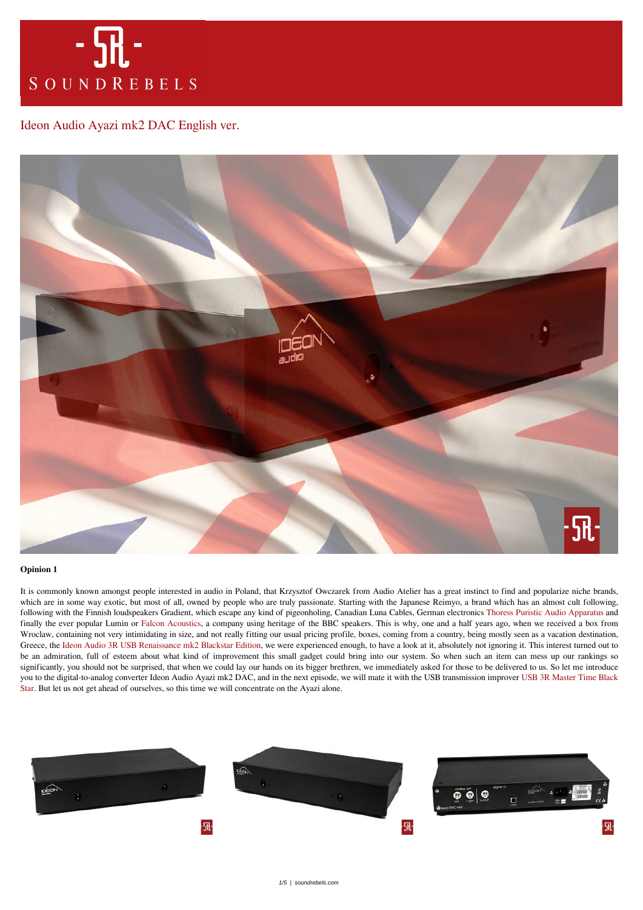# Ideon Audio Ayazi mk2 DAC English ver.

**Opinion 1**

It is commonly known amongst people interested in audio in Poland, that Krzysztof Owczarek from Audio Atelier has a great instinct to find and popularize niche brands, which are in some way exotic, but most of all, owned by people who are truly passionate. Starting with the Japanese Reimyo, a brand which has an almost cult following, following with the Finnish loudspeakers Gradient, which escape any kind of pigeonholing, Canadian Luna Cables, German electronics Thoress Puristic Audio Apparatus and finally the ever popular Lumin or Falcon Acoustics, a company using heritage of the BBC speakers. This is why, one and a half years ago, when we received a box from Wroclaw, containing not very intimidating in size, and not really fitting our usual pricing profile, boxes, coming from a country, being mostly seen as a vacation destination, Greece, the Ideon Audio 3R USB Renaissance mk2 Blackstar Edition, we were experienced enough, to have a look at it, absolutely not ignoring it. This interest turned out to be an admiration, full of esteem about what kind of improvement this small gadget could bring into our system. So when such an item can mess up our rankings so significantly, you should not be surprised, that when we could lay our hands on its bigger brethren, we immediately asked for those to be delivered to us. So let me introduce you to the digital-to-analog converter Ideon Audio Ayazi mk2 DAC, and in the next episode, we will mate it with the USB transmission improver USB 3R Master Time Black Star. But let us not get ahead of ourselves, so this time we will concentrate on the Ayazi alone.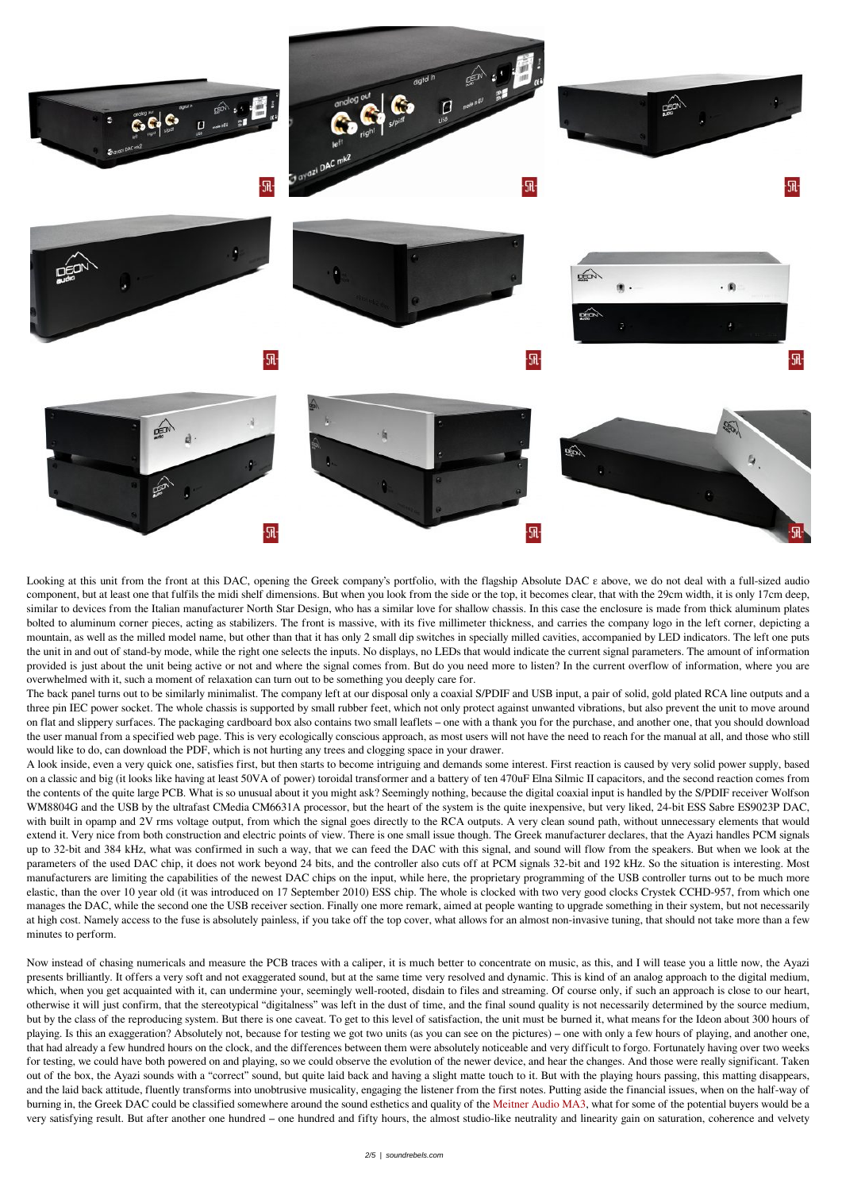Looking at this unit from the front at this DAC, opening the Greek company's portfolio, with the flagship Absolute DAC ε above, we do not deal with a full-sized audio component, but at least one that fulfils the midi shelf dimensions. But when you look from the side or the top, it becomes clear, that with the 29cm width, it is only 17cm deep, similar to devices from the Italian manufacturer North Star Design, who has a similar love for shallow chassis. In this case the enclosure is made from thick aluminum plates bolted to aluminum corner pieces, acting as stabilizers. The front is massive, with its five millimeter thickness, and carries the company logo in the left corner, depicting a mountain, as well as the milled model name, but other than that it has only 2 small dip switches in specially milled cavities, accompanied by LED indicators. The left one puts the unit in and out of stand-by mode, while the right one selects the inputs. No displays, no LEDs that would indicate the current signal parameters. The amount of information provided is just about the unit being active or not and where the signal comes from. But do you need more to listen? In the current overflow of information, where you are overwhelmed with it, such a moment of relaxation can turn out to be something you deeply care for.

The back panel turns out to be similarly minimalist. The company left at our disposal only a coaxial S/PDIF and USB input, a pair of solid, gold plated RCA line outputs and a three pin IEC power socket. The whole chassis is supported by small rubber feet, which not only protect against unwanted vibrations, but also prevent the unit to move around on flat and slippery surfaces. The packaging cardboard box also contains two small leaflets – one with a thank you for the purchase, and another one, that you should download the user manual from a specified web page. This is very ecologically conscious approach, as most users will not have the need to reach for the manual at all, and those who still would like to do, can download the PDF, which is not hurting any trees and clogging space in your drawer.

A look inside, even a very quick one, satisfies first, but then starts to become intriguing and demands some interest. First reaction is caused by very solid power supply, based on a classic and big (it looks like having at least 50VA of power) toroidal transformer and a battery of ten 470uF Elna Silmic II capacitors, and the second reaction comes from the contents of the quite large PCB. What is so unusual about it you might ask? Seemingly nothing, because the digital coaxial input is handled by the S/PDIF receiver Wolfson WM8804G and the USB by the ultrafast CMedia CM6631A processor, but the heart of the system is the quite inexpensive, but very liked, 24-bit ESS Sabre ES9023P DAC, with built in opamp and 2V rms voltage output, from which the signal goes directly to the RCA outputs. A very clean sound path, without unnecessary elements that would extend it. Very nice from both construction and electric points of view. There is one small issue though. The Greek manufacturer declares, that the Ayazi handles PCM signals up to 32-bit and 384 kHz, what was confirmed in such a way, that we can feed the DAC with this signal, and sound will flow from the speakers. But when we look at the parameters of the used DAC chip, it does not work beyond 24 bits, and the controller also cuts off at PCM signals 32-bit and 192 kHz. So the situation is interesting. Most manufacturers are limiting the capabilities of the newest DAC chips on the input, while here, the proprietary programming of the USB controller turns out to be much more elastic, than the over 10 year old (it was introduced on 17 September 2010) ESS chip. The whole is clocked with two very good clocks Crystek CCHD-957, from which one manages the DAC, while the second one the USB receiver section. Finally one more remark, aimed at people wanting to upgrade something in their system, but not necessarily at high cost. Namely access to the fuse is absolutely painless, if you take off the top cover, what allows for an almost non-invasive tuning, that should not take more than a few minutes to perform.

Now instead of chasing numericals and measure the PCB traces with a caliper, it is much better to concentrate on music, as this, and I will tease you a little now, the Ayazi presents brilliantly. It offers a very soft and not exaggerated sound, but at the same time very resolved and dynamic. This is kind of an analog approach to the digital medium, which, when you get acquainted with it, can undermine your, seemingly well-rooted, disdain to files and streaming. Of course only, if such an approach is close to our heart, otherwise it will just confirm, that the stereotypical "digitalness" was left in the dust of time, and the final sound quality is not necessarily determined by the source medium, but by the class of the reproducing system. But there is one caveat. To get to this level of satisfaction, the unit must be burned it, what means for the Ideon about 300 hours of playing. Is this an exaggeration? Absolutely not, because for testing we got two units (as you can see on the pictures) – one with only a few hours of playing, and another one, that had already a few hundred hours on the clock, and the differences between them were absolutely noticeable and very difficult to forgo. Fortunately having over two weeks for testing, we could have both powered on and playing, so we could observe the evolution of the newer device, and hear the changes. And those were really significant. Taken out of the box, the Ayazi sounds with a "correct" sound, but quite laid back and having a slight matte touch to it. But with the playing hours passing, this matting disappears, and the laid back attitude, fluently transforms into unobtrusive musicality, engaging the listener from the first notes. Putting aside the financial issues, when on the half-way of burning in, the Greek DAC could be classified somewhere around the sound esthetics and quality of the Meitner Audio MA3, what for some of the potential buyers would be a very satisfying result. But after another one hundred – one hundred and fifty hours, the almost studio-like neutrality and linearity gain on saturation, coherence and velvety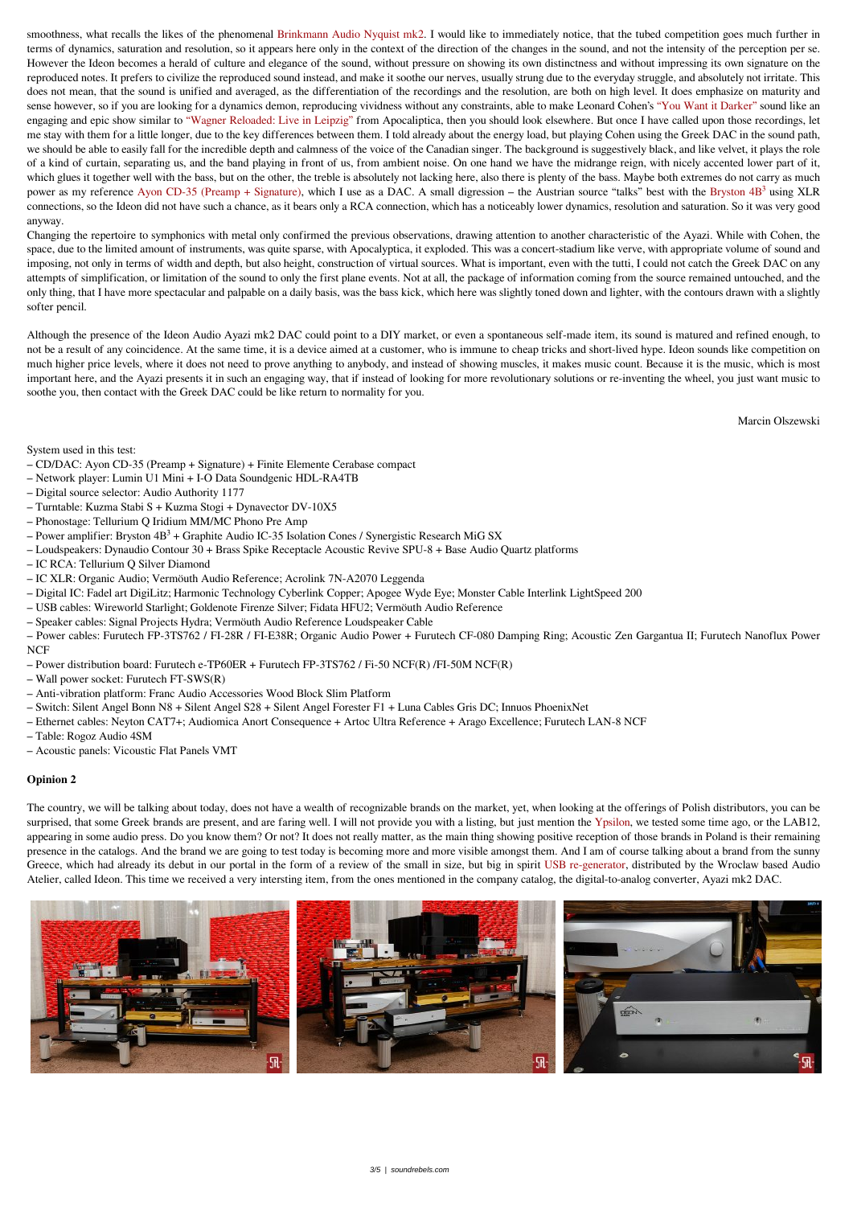smoothness, what recalls the likes of the phenomenal Brinkmann Audio Nyquist mk2. I would like to immediately notice, that the tubed competition goes much further in terms of dynamics, saturation and resolution, so it appears here only in the context of the direction of the changes in the sound, and not the intensity of the perception per se. However the Ideon becomes a herald of culture and elegance of the sound, without pressure on showing its own distinctness and without impressing its own signature on the reproduced notes. It prefers to civilize the reproduced sound instead, and make it soothe our nerves, usually strung due to the everyday struggle, and absolutely not irritate. This does not mean, that the sound is unified and averaged, as the differentiation of the recordings and the resolution, are both on high level. It does emphasize on maturity and sense however, so if you are looking for a dynamics demon, reproducing vividness without any constraints, able to make Leonard Cohen's "You Want it Darker" sound like an engaging and epic show similar to "Wagner Reloaded: Live in Leipzig" from Apocaliptica, then you should look elsewhere. But once I have called upon those recordings, let me stay with them for a little longer, due to the key differences between them. I told already about the energy load, but playing Cohen using the Greek DAC in the sound path, we should be able to easily fall for the incredible depth and calmness of the voice of the Canadian singer. The background is suggestively black, and like velvet, it plays the role of a kind of curtain, separating us, and the band playing in front of us, from ambient noise. On one hand we have the midrange reign, with nicely accented lower part of it, which glues it together well with the bass, but on the other, the treble is absolutely not lacking here, also there is plenty of the bass. Maybe both extremes do not carry as much power as my reference Ayon CD-35 (Preamp + Signature), which I use as a DAC. A small digression – the Austrian source "talks" best with the Bryston 4B$^3$ using XLR connections, so the Ideon did not have such a chance, as it bears only a RCA connection, which has a noticeably lower dynamics, resolution and saturation. So it was very good anyway.

Changing the repertoire to symphonics with metal only confirmed the previous observations, drawing attention to another characteristic of the Ayazi. While with Cohen, the space, due to the limited amount of instruments, was quite sparse, with Apocalyptica, it exploded. This was a concert-stadium like verve, with appropriate volume of sound and imposing, not only in terms of width and depth, but also height, construction of virtual sources. What is important, even with the tutti, I could not catch the Greek DAC on any attempts of simplification, or limitation of the sound to only the first plane events. Not at all, the package of information coming from the source remained untouched, and the only thing, that I have more spectacular and palpable on a daily basis, was the bass kick, which here was slightly toned down and lighter, with the contours drawn with a slightly softer pencil.

Although the presence of the Ideon Audio Ayazi mk2 DAC could point to a DIY market, or even a spontaneous self-made item, its sound is matured and refined enough, to not be a result of any coincidence. At the same time, it is a device aimed at a customer, who is immune to cheap tricks and short-lived hype. Ideon sounds like competition on much higher price levels, where it does not need to prove anything to anybody, and instead of showing muscles, it makes music count. Because it is the music, which is most important here, and the Ayazi presents it in such an engaging way, that if instead of looking for more revolutionary solutions or re-inventing the wheel, you just want music to soothe you, then contact with the Greek DAC could be like return to normality for you.

Marcin Olszewski

System used in this test:
– CD/DAC: Ayon CD-35 (Preamp + Signature) + Finite Elemente Cerabase compact
– Network player: Lumin U1 Mini + I-O Data Soundgenic HDL-RA4TB
– Digital source selector: Audio Authority 1177
– Turntable: Kuzma Stabi S + Kuzma Stogi + Dynavector DV-10X5
– Phonostage: Tellurium Q Iridium MM/MC Phono Pre Amp
– Power amplifier: Bryston 4B$^3$ + Graphite Audio IC-35 Isolation Cones / Synergistic Research MiG SX
– Loudspeakers: Dynaudio Contour 30 + Brass Spike Receptacle Acoustic Revive SPU-8 + Base Audio Quartz platforms
– IC RCA: Tellurium Q Silver Diamond
– IC XLR: Organic Audio; Vermöuth Audio Reference; Acrolink 7N-A2070 Leggenda
– Digital IC: Fadel art DigiLitz; Harmonic Technology Cyberlink Copper; Apogee Wyde Eye; Monster Cable Interlink LightSpeed 200
– USB cables: Wireworld Starlight; Goldenote Firenze Silver; Fidata HFU2; Vermöuth Audio Reference
– Speaker cables: Signal Projects Hydra; Vermöuth Audio Reference Loudspeaker Cable
– Power cables: Furutech FP-3TS762 / FI-28R / FI-E38R; Organic Audio Power + Furutech CF-080 Damping Ring; Acoustic Zen Gargantua II; Furutech Nanoflux Power NCF
– Power distribution board: Furutech e-TP60ER + Furutech FP-3TS762 / Fi-50 NCF(R) /FI-50M NCF(R)
– Wall power socket: Furutech FT-SWS(R)
– Anti-vibration platform: Franc Audio Accessories Wood Block Slim Platform
– Switch: Silent Angel Bonn N8 + Silent Angel S28 + Silent Angel Forester F1 + Luna Cables Gris DC; Innuos PhoenixNet
– Ethernet cables: Neyton CAT7+; Audiomica Anort Consequence + Artoc Ultra Reference + Arago Excellence; Furutech LAN-8 NCF
– Table: Rogoz Audio 4SM
– Acoustic panels: Vicoustic Flat Panels VMT

**Opinion 2**

The country, we will be talking about today, does not have a wealth of recognizable brands on the market, yet, when looking at the offerings of Polish distributors, you can be surprised, that some Greek brands are present, and are faring well. I will not provide you with a listing, but just mention the Ypsilon, we tested some time ago, or the LAB12, appearing in some audio press. Do you know them? Or not? It does not really matter, as the main thing showing positive reception of those brands in Poland is their remaining presence in the catalogs. And the brand we are going to test today is becoming more and more visible amongst them. And I am of course talking about a brand from the sunny Greece, which had already its debut in our portal in the form of a review of the small in size, but big in spirit USB re-generator, distributed by the Wroclaw based Audio Atelier, called Ideon. This time we received a very intersting item, from the ones mentioned in the company catalog, the digital-to-analog converter, Ayazi mk2 DAC.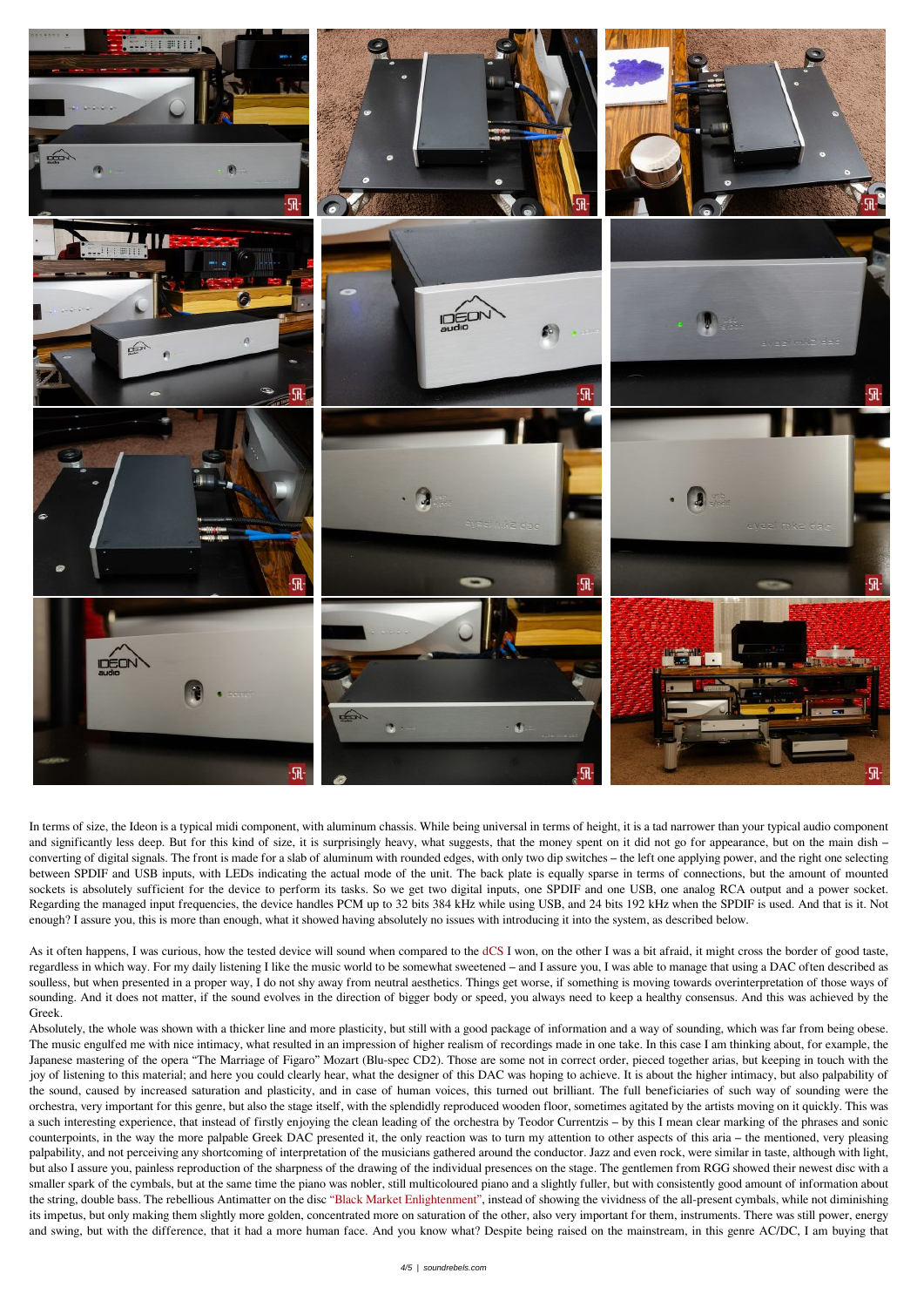In terms of size, the Ideon is a typical midi component, with aluminum chassis. While being universal in terms of height, it is a tad narrower than your typical audio component and significantly less deep. But for this kind of size, it is surprisingly heavy, what suggests, that the money spent on it did not go for appearance, but on the main dish – converting of digital signals. The front is made for a slab of aluminum with rounded edges, with only two dip switches – the left one applying power, and the right one selecting between SPDIF and USB inputs, with LEDs indicating the actual mode of the unit. The back plate is equally sparse in terms of connections, but the amount of mounted sockets is absolutely sufficient for the device to perform its tasks. So we get two digital inputs, one SPDIF and one USB, one analog RCA output and a power socket. Regarding the managed input frequencies, the device handles PCM up to 32 bits 384 kHz while using USB, and 24 bits 192 kHz when the SPDIF is used. And that is it. Not enough? I assure you, this is more than enough, what it showed having absolutely no issues with introducing it into the system, as described below.

As it often happens, I was curious, how the tested device will sound when compared to the dCS I won, on the other I was a bit afraid, it might cross the border of good taste, regardless in which way. For my daily listening I like the music world to be somewhat sweetened – and I assure you, I was able to manage that using a DAC often described as soulless, but when presented in a proper way, I do not shy away from neutral aesthetics. Things get worse, if something is moving towards overinterpretation of those ways of sounding. And it does not matter, if the sound evolves in the direction of bigger body or speed, you always need to keep a healthy consensus. And this was achieved by the Greek.

Absolutely, the whole was shown with a thicker line and more plasticity, but still with a good package of information and a way of sounding, which was far from being obese. The music engulfed me with nice intimacy, what resulted in an impression of higher realism of recordings made in one take. In this case I am thinking about, for example, the Japanese mastering of the opera "The Marriage of Figaro" Mozart (Blu-spec CD2). Those are some not in correct order, pieced together arias, but keeping in touch with the joy of listening to this material; and here you could clearly hear, what the designer of this DAC was hoping to achieve. It is about the higher intimacy, but also palpability of the sound, caused by increased saturation and plasticity, and in case of human voices, this turned out brilliant. The full beneficiaries of such way of sounding were the orchestra, very important for this genre, but also the stage itself, with the splendidly reproduced wooden floor, sometimes agitated by the artists moving on it quickly. This was a such interesting experience, that instead of firstly enjoying the clean leading of the orchestra by Teodor Currentzis – by this I mean clear marking of the phrases and sonic counterpoints, in the way the more palpable Greek DAC presented it, the only reaction was to turn my attention to other aspects of this aria – the mentioned, very pleasing palpability, and not perceiving any shortcoming of interpretation of the musicians gathered around the conductor. Jazz and even rock, were similar in taste, although with light, but also I assure you, painless reproduction of the sharpness of the drawing of the individual presences on the stage. The gentlemen from RGG showed their newest disc with a smaller spark of the cymbals, but at the same time the piano was nobler, still multicoloured piano and a slightly fuller, but with consistently good amount of information about the string, double bass. The rebellious Antimatter on the disc "Black Market Enlightenment", instead of showing the vividness of the all-present cymbals, while not diminishing its impetus, but only making them slightly more golden, concentrated more on saturation of the other, also very important for them, instruments. There was still power, energy and swing, but with the difference, that it had a more human face. And you know what? Despite being raised on the mainstream, in this genre AC/DC, I am buying that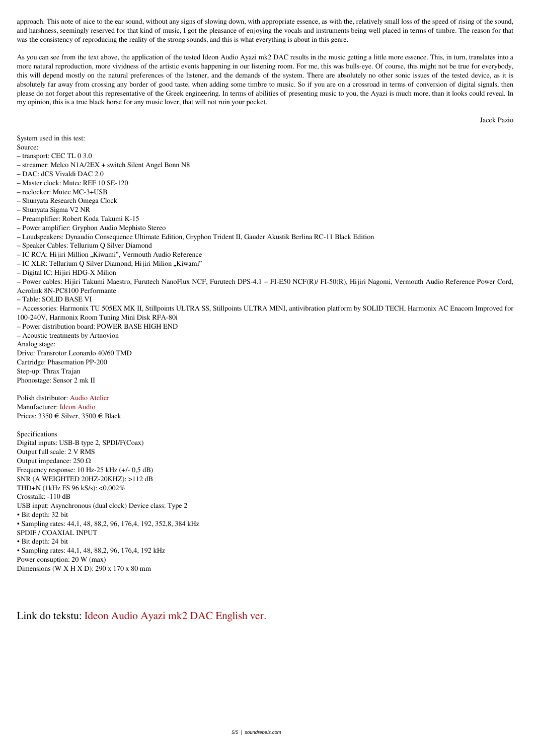approach. This note of nice to the ear sound, without any signs of slowing down, with appropriate essence, as with the, relatively small loss of the speed of rising of the sound, and harshness, seemingly reserved for that kind of music, I got the pleasance of enjoying the vocals and instruments being well placed in terms of timbre. The reason for that was the consistency of reproducing the reality of the strong sounds, and this is what everything is about in this genre.

As you can see from the text above, the application of the tested Ideon Audio Ayazi mk2 DAC results in the music getting a little more essence. This, in turn, translates into a more natural reproduction, more vividness of the artistic events happening in our listening room. For me, this was bulls-eye. Of course, this might not be true for everybody, this will depend mostly on the natural preferences of the listener, and the demands of the system. There are absolutely no other sonic issues of the tested device, as it is absolutely far away from crossing any border of good taste, when adding some timbre to music. So if you are on a crossroad in terms of conversion of digital signals, then please do not forget about this representative of the Greek engineering. In terms of abilities of presenting music to you, the Ayazi is much more, than it looks could reveal. In my opinion, this is a true black horse for any music lover, that will not ruin your pocket.

Jacek Pazio

System used in this test:
Source:
– transport: CEC TL 0 3.0
– streamer: Melco N1A/2EX + switch Silent Angel Bonn N8
– DAC: dCS Vivaldi DAC 2.0
– Master clock: Mutec REF 10 SE-120
– reclocker: Mutec MC-3+USB
– Shunyata Research Omega Clock
– Shunyata Sigma V2 NR
– Preamplifier: Robert Koda Takumi K-15
– Power amplifier: Gryphon Audio Mephisto Stereo
– Loudspeakers: Dynaudio Consequence Ultimate Edition, Gryphon Trident II, Gauder Akustik Berlina RC-11 Black Edition
– Speaker Cables: Tellurium Q Silver Diamond
– IC RCA: Hijiri Million „Kiwami", Vermouth Audio Reference
– IC XLR: Tellurium Q Silver Diamond, Hijiri Milion „Kiwami"
– Digital IC: Hijiri HDG-X Milion
– Power cables: Hijiri Takumi Maestro, Furutech NanoFlux NCF, Furutech DPS-4.1 + FI-E50 NCF(R)/ FI-50(R), Hijiri Nagomi, Vermouth Audio Reference Power Cord, Acrolink 8N-PC8100 Performante
– Table: SOLID BASE VI
– Accessories: Harmonix TU 505EX MK II, Stillpoints ULTRA SS, Stillpoints ULTRA MINI, antivibration platform by SOLID TECH, Harmonix AC Enacom Improved for 100-240V, Harmonix Room Tuning Mini Disk RFA-80i
– Power distribution board: POWER BASE HIGH END
– Acoustic treatments by Artnovion
Analog stage:
Drive: Transrotor Leonardo 40/60 TMD
Cartridge: Phasemation PP-200
Step-up: Thrax Trajan
Phonostage: Sensor 2 mk II

Polish distributor: Audio Atelier
Manufacturer: Ideon Audio
Prices: 3350 € Silver, 3500 € Black

Specifications
Digital inputs: USB-B type 2, SPDI/F(Coax)
Output full scale: 2 V RMS
Output impedance: 250 Ω
Frequency response: 10 Hz-25 kHz (+/- 0,5 dB)
SNR (A WEIGHTED 20HZ-20KHZ): >112 dB
THD+N (1kHz FS 96 kS/s): <0,002%
Crosstalk: -110 dB
USB input: Asynchronous (dual clock) Device class: Type 2
• Bit depth: 32 bit
• Sampling rates: 44,1, 48, 88,2, 96, 176,4, 192, 352,8, 384 kHz
SPDIF / COAXIAL INPUT
• Bit depth: 24 bit
• Sampling rates: 44,1, 48, 88,2, 96, 176,4, 192 kHz
Power consuption: 20 W (max)
Dimensions (W X H X D): 290 x 170 x 80 mm

## Link do tekstu: Ideon Audio Ayazi mk2 DAC English ver.